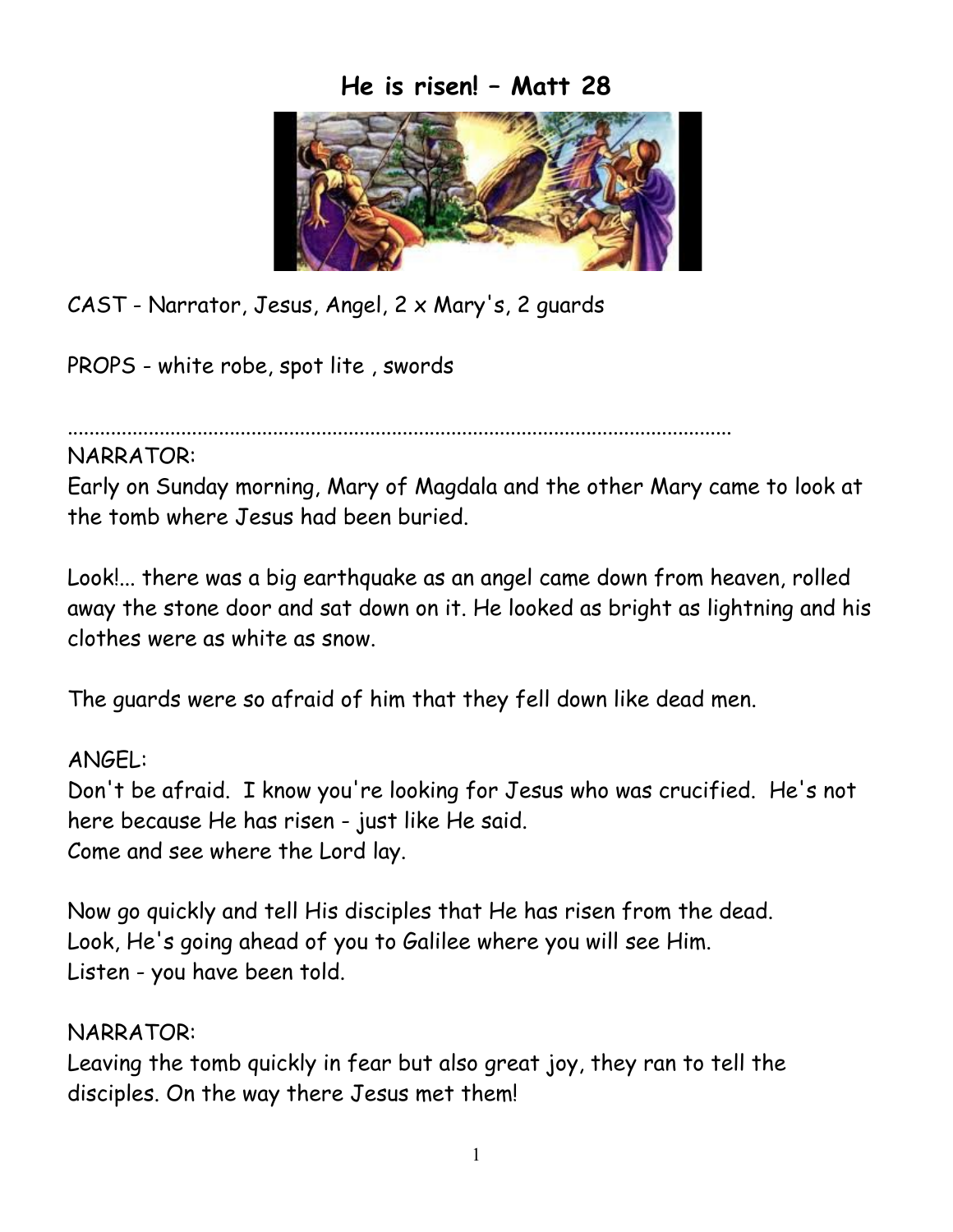# He is risen! – Matt 28

CAST - Narrator, Jesus, Angel, 2 x Mary's, 2 guards

PROPS - white robe, spot lite , swords

.......................................................................................................................

NARRATOR:
Early on Sunday morning, Mary of Magdala and the other Mary came to look at the tomb where Jesus had been buried.

Look!... there was a big earthquake as an angel came down from heaven, rolled away the stone door and sat down on it. He looked as bright as lightning and his clothes were as white as snow.

The guards were so afraid of him that they fell down like dead men.

ANGEL:
Don't be afraid. I know you're looking for Jesus who was crucified. He's not here because He has risen - just like He said.
Come and see where the Lord lay.

Now go quickly and tell His disciples that He has risen from the dead.
Look, He's going ahead of you to Galilee where you will see Him.
Listen - you have been told.

NARRATOR:
Leaving the tomb quickly in fear but also great joy, they ran to tell the disciples. On the way there Jesus met them!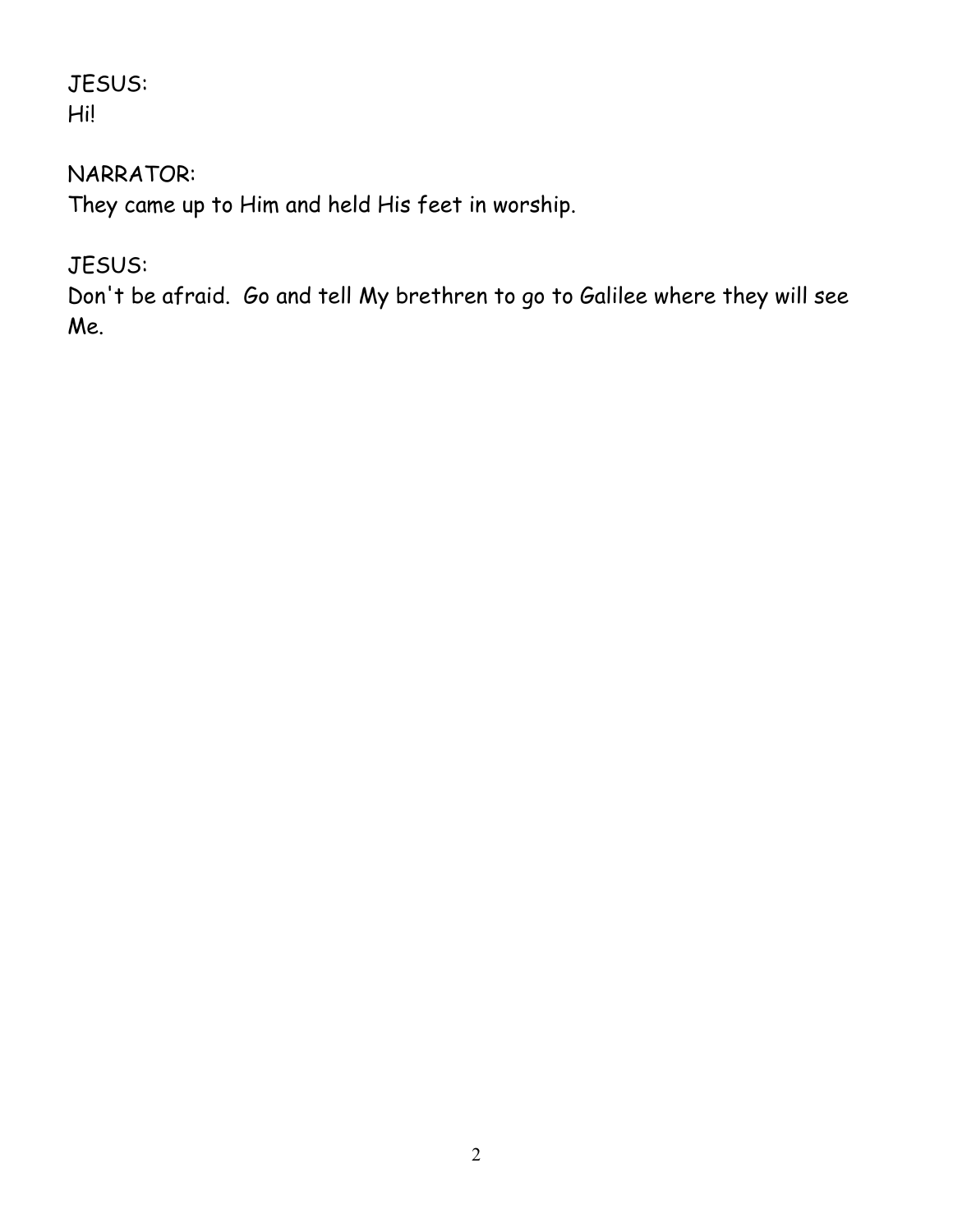JESUS:
Hi!

NARRATOR:
They came up to Him and held His feet in worship.

JESUS:
Don't be afraid. Go and tell My brethren to go to Galilee where they will see Me.